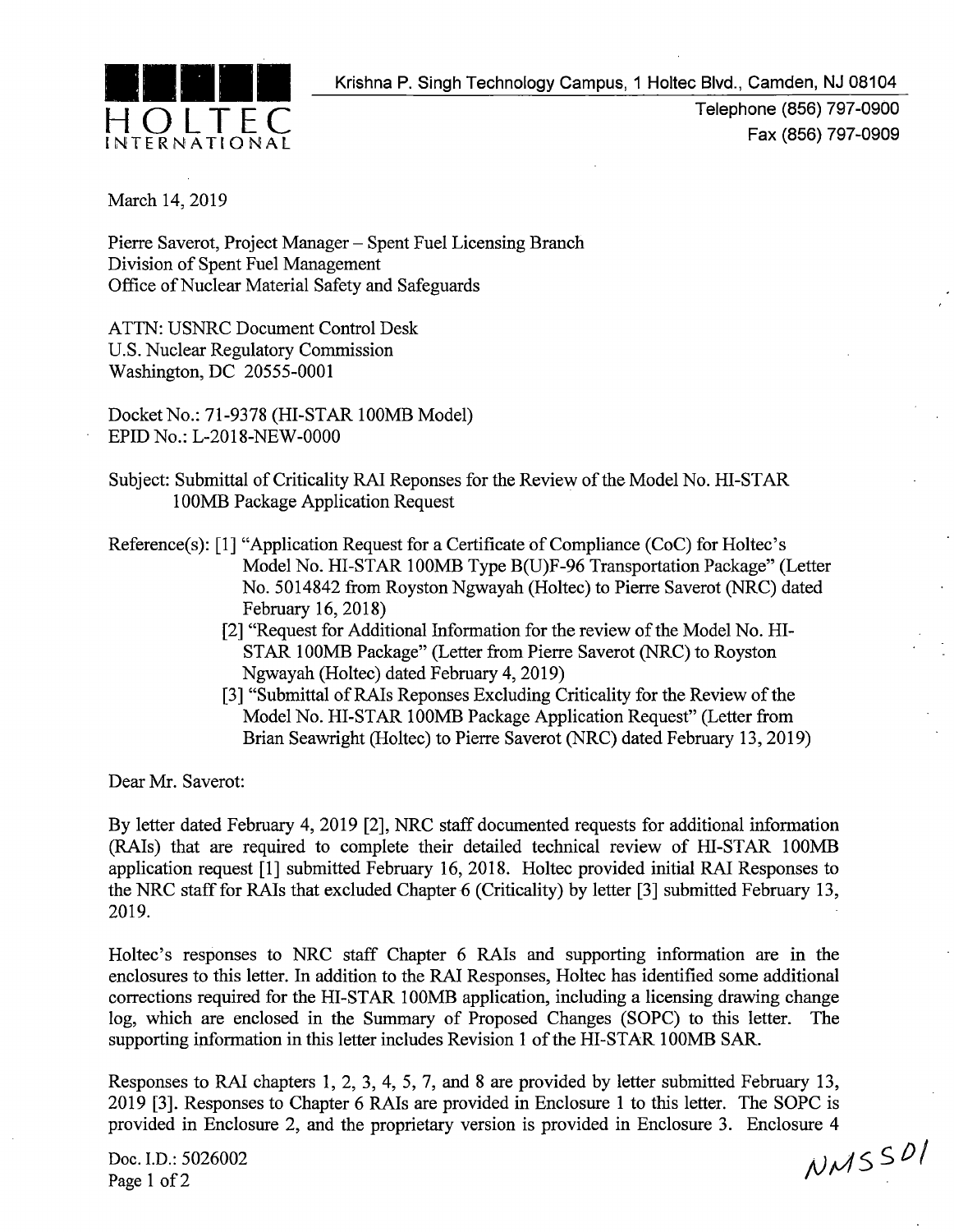HOLTEC INTERNATIONAL

Krishna P. Singh Technology Campus, 1 Holtec Blvd., Camden, NJ 08104

Telephone (856) 797-0900
Fax (856) 797-0909

March 14, 2019

Pierre Saverot, Project Manager – Spent Fuel Licensing Branch
Division of Spent Fuel Management
Office of Nuclear Material Safety and Safeguards

ATTN: USNRC Document Control Desk
U.S. Nuclear Regulatory Commission
Washington, DC 20555-0001

Docket No.: 71-9378 (HI-STAR 100MB Model)
EPID No.: L-2018-NEW-0000

Subject: Submittal of Criticality RAI Reponses for the Review of the Model No. HI-STAR 100MB Package Application Request

Reference(s): [1] "Application Request for a Certificate of Compliance (CoC) for Holtec's Model No. HI-STAR 100MB Type B(U)F-96 Transportation Package" (Letter No. 5014842 from Royston Ngwayah (Holtec) to Pierre Saverot (NRC) dated February 16, 2018)

[2] "Request for Additional Information for the review of the Model No. HI-STAR 100MB Package" (Letter from Pierre Saverot (NRC) to Royston Ngwayah (Holtec) dated February 4, 2019)

[3] "Submittal of RAIs Reponses Excluding Criticality for the Review of the Model No. HI-STAR 100MB Package Application Request" (Letter from Brian Seawright (Holtec) to Pierre Saverot (NRC) dated February 13, 2019)

Dear Mr. Saverot:

By letter dated February 4, 2019 [2], NRC staff documented requests for additional information (RAIs) that are required to complete their detailed technical review of HI-STAR 100MB application request [1] submitted February 16, 2018. Holtec provided initial RAI Responses to the NRC staff for RAIs that excluded Chapter 6 (Criticality) by letter [3] submitted February 13, 2019.

Holtec's responses to NRC staff Chapter 6 RAIs and supporting information are in the enclosures to this letter. In addition to the RAI Responses, Holtec has identified some additional corrections required for the HI-STAR 100MB application, including a licensing drawing change log, which are enclosed in the Summary of Proposed Changes (SOPC) to this letter. The supporting information in this letter includes Revision 1 of the HI-STAR 100MB SAR.

Responses to RAI chapters 1, 2, 3, 4, 5, 7, and 8 are provided by letter submitted February 13, 2019 [3]. Responses to Chapter 6 RAIs are provided in Enclosure 1 to this letter. The SOPC is provided in Enclosure 2, and the proprietary version is provided in Enclosure 3. Enclosure 4

Doc. I.D.: 5026002

NMSS01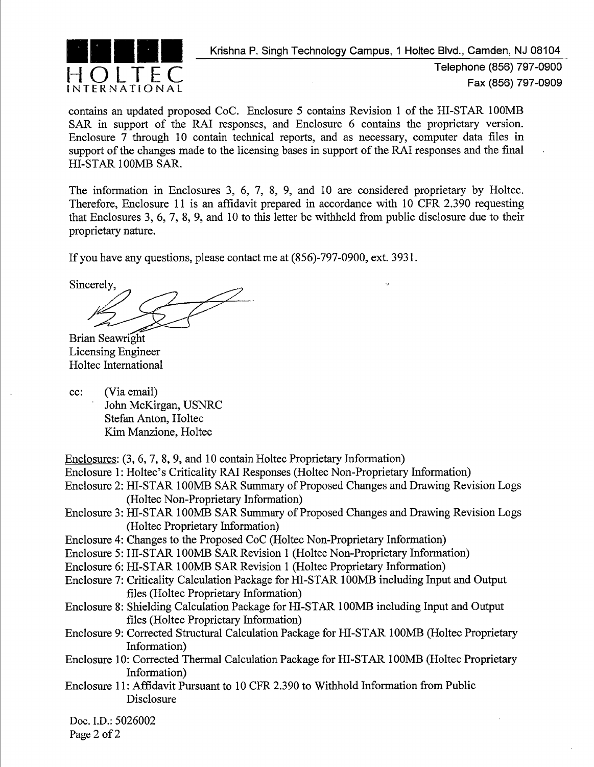contains an updated proposed CoC. Enclosure 5 contains Revision 1 of the HI-STAR 100MB SAR in support of the RAI responses, and Enclosure 6 contains the proprietary version. Enclosure 7 through 10 contain technical reports, and as necessary, computer data files in support of the changes made to the licensing bases in support of the RAI responses and the final HI-STAR 100MB SAR.

The information in Enclosures 3, 6, 7, 8, 9, and 10 are considered proprietary by Holtec. Therefore, Enclosure 11 is an affidavit prepared in accordance with 10 CFR 2.390 requesting that Enclosures 3, 6, 7, 8, 9, and 10 to this letter be withheld from public disclosure due to their proprietary nature.

If you have any questions, please contact me at (856)-797-0900, ext. 3931.

Sincerely,

Brian Seawright  
Licensing Engineer  
Holtec International

cc: (Via email)  
John McKirgan, USNRC  
Stefan Anton, Holtec  
Kim Manzione, Holtec

Enclosures: (3, 6, 7, 8, 9, and 10 contain Holtec Proprietary Information)

Enclosure 1: Holtec's Criticality RAI Responses (Holtec Non-Proprietary Information)

Enclosure 2: HI-STAR 100MB SAR Summary of Proposed Changes and Drawing Revision Logs (Holtec Non-Proprietary Information)

Enclosure 3: HI-STAR 100MB SAR Summary of Proposed Changes and Drawing Revision Logs (Holtec Proprietary Information)

Enclosure 4: Changes to the Proposed CoC (Holtec Non-Proprietary Information)

Enclosure 5: HI-STAR 100MB SAR Revision 1 (Holtec Non-Proprietary Information)

Enclosure 6: HI-STAR 100MB SAR Revision 1 (Holtec Proprietary Information)

Enclosure 7: Criticality Calculation Package for HI-STAR 100MB including Input and Output files (Holtec Proprietary Information)

Enclosure 8: Shielding Calculation Package for HI-STAR 100MB including Input and Output files (Holtec Proprietary Information)

Enclosure 9: Corrected Structural Calculation Package for HI-STAR 100MB (Holtec Proprietary Information)

Enclosure 10: Corrected Thermal Calculation Package for HI-STAR 100MB (Holtec Proprietary Information)

Enclosure 11: Affidavit Pursuant to 10 CFR 2.390 to Withhold Information from Public Disclosure

Doc. I.D.: 5026002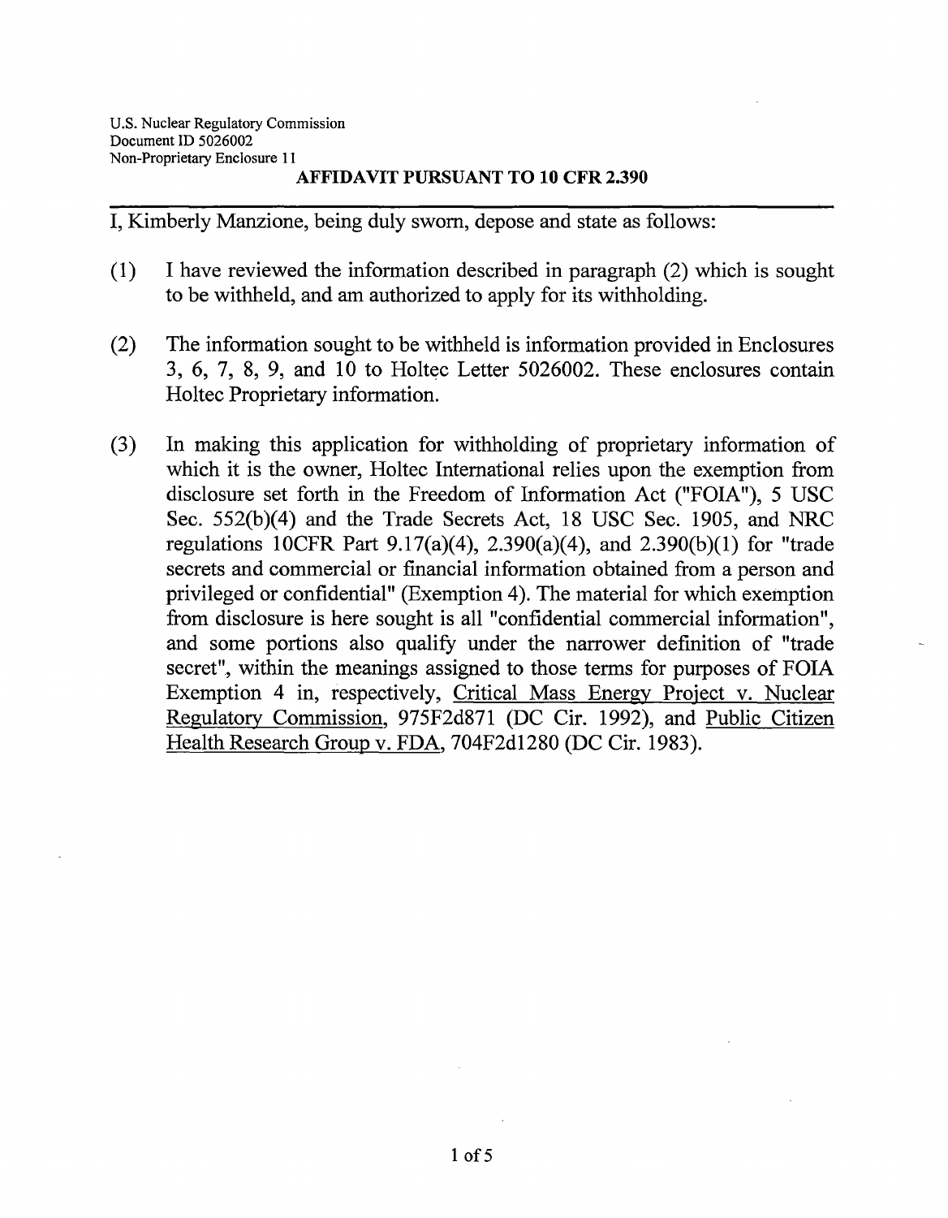U.S. Nuclear Regulatory Commission
Document ID 5026002
Non-Proprietary Enclosure 11

**AFFIDAVIT PURSUANT TO 10 CFR 2.390**

I, Kimberly Manzione, being duly sworn, depose and state as follows:

(1) I have reviewed the information described in paragraph (2) which is sought to be withheld, and am authorized to apply for its withholding.

(2) The information sought to be withheld is information provided in Enclosures 3, 6, 7, 8, 9, and 10 to Holtec Letter 5026002. These enclosures contain Holtec Proprietary information.

(3) In making this application for withholding of proprietary information of which it is the owner, Holtec International relies upon the exemption from disclosure set forth in the Freedom of Information Act ("FOIA"), 5 USC Sec. 552(b)(4) and the Trade Secrets Act, 18 USC Sec. 1905, and NRC regulations 10CFR Part 9.17(a)(4), 2.390(a)(4), and 2.390(b)(1) for "trade secrets and commercial or financial information obtained from a person and privileged or confidential" (Exemption 4). The material for which exemption from disclosure is here sought is all "confidential commercial information", and some portions also qualify under the narrower definition of "trade secret", within the meanings assigned to those terms for purposes of FOIA Exemption 4 in, respectively, Critical Mass Energy Project v. Nuclear Regulatory Commission, 975F2d871 (DC Cir. 1992), and Public Citizen Health Research Group v. FDA, 704F2d1280 (DC Cir. 1983).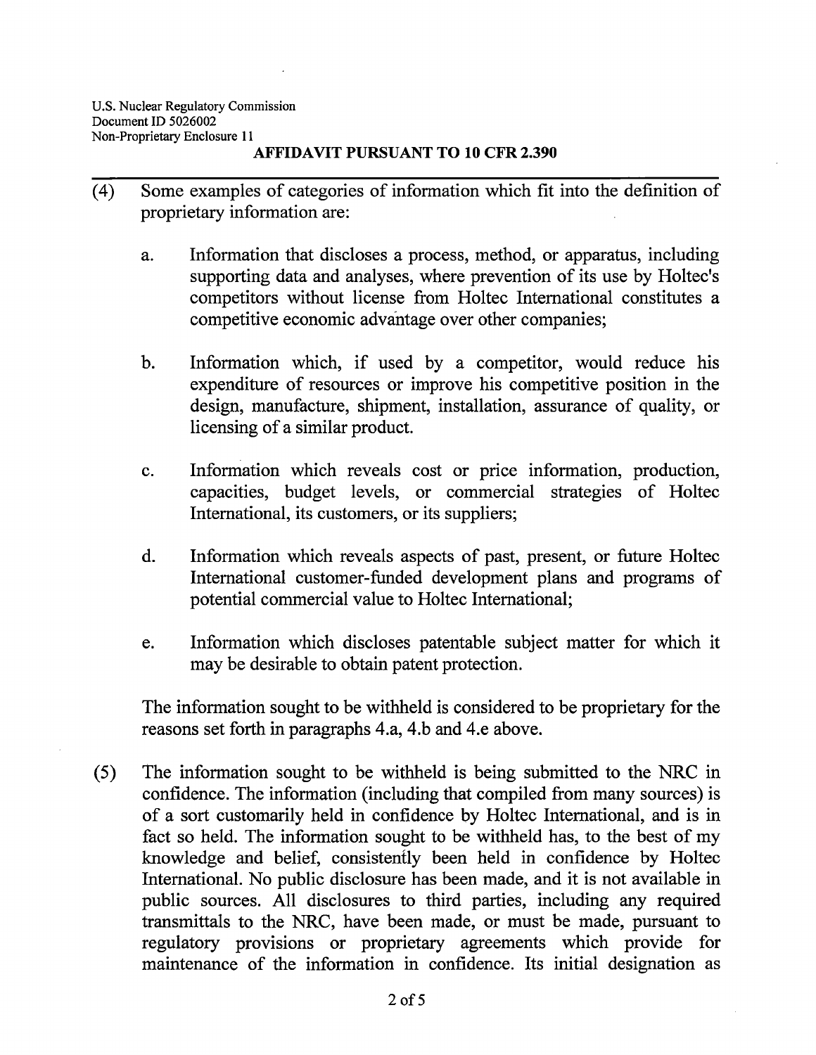**AFFIDAVIT PURSUANT TO 10 CFR 2.390**

(4) Some examples of categories of information which fit into the definition of proprietary information are:

   a. Information that discloses a process, method, or apparatus, including supporting data and analyses, where prevention of its use by Holtec's competitors without license from Holtec International constitutes a competitive economic advantage over other companies;

   b. Information which, if used by a competitor, would reduce his expenditure of resources or improve his competitive position in the design, manufacture, shipment, installation, assurance of quality, or licensing of a similar product.

   c. Information which reveals cost or price information, production, capacities, budget levels, or commercial strategies of Holtec International, its customers, or its suppliers;

   d. Information which reveals aspects of past, present, or future Holtec International customer-funded development plans and programs of potential commercial value to Holtec International;

   e. Information which discloses patentable subject matter for which it may be desirable to obtain patent protection.

   The information sought to be withheld is considered to be proprietary for the reasons set forth in paragraphs 4.a, 4.b and 4.e above.

(5) The information sought to be withheld is being submitted to the NRC in confidence. The information (including that compiled from many sources) is of a sort customarily held in confidence by Holtec International, and is in fact so held. The information sought to be withheld has, to the best of my knowledge and belief, consistently been held in confidence by Holtec International. No public disclosure has been made, and it is not available in public sources. All disclosures to third parties, including any required transmittals to the NRC, have been made, or must be made, pursuant to regulatory provisions or proprietary agreements which provide for maintenance of the information in confidence. Its initial designation as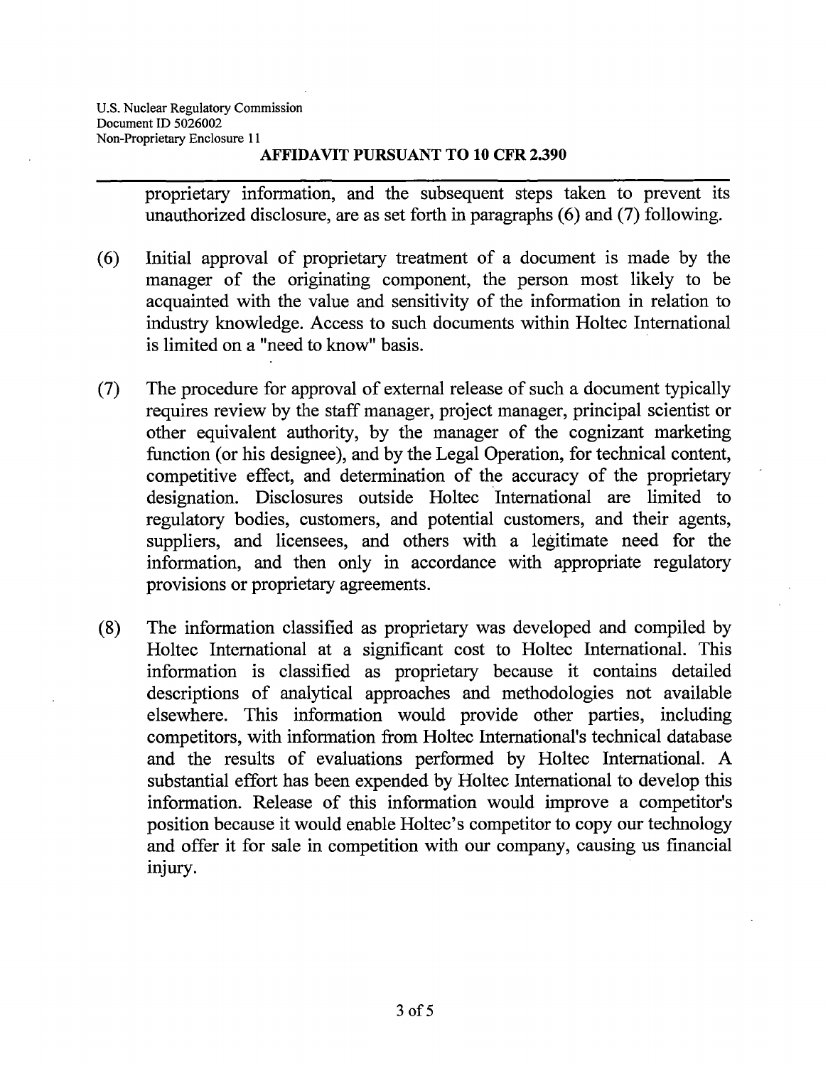proprietary information, and the subsequent steps taken to prevent its unauthorized disclosure, are as set forth in paragraphs (6) and (7) following.

(6) Initial approval of proprietary treatment of a document is made by the manager of the originating component, the person most likely to be acquainted with the value and sensitivity of the information in relation to industry knowledge. Access to such documents within Holtec International is limited on a "need to know" basis.

(7) The procedure for approval of external release of such a document typically requires review by the staff manager, project manager, principal scientist or other equivalent authority, by the manager of the cognizant marketing function (or his designee), and by the Legal Operation, for technical content, competitive effect, and determination of the accuracy of the proprietary designation. Disclosures outside Holtec International are limited to regulatory bodies, customers, and potential customers, and their agents, suppliers, and licensees, and others with a legitimate need for the information, and then only in accordance with appropriate regulatory provisions or proprietary agreements.

(8) The information classified as proprietary was developed and compiled by Holtec International at a significant cost to Holtec International. This information is classified as proprietary because it contains detailed descriptions of analytical approaches and methodologies not available elsewhere. This information would provide other parties, including competitors, with information from Holtec International's technical database and the results of evaluations performed by Holtec International. A substantial effort has been expended by Holtec International to develop this information. Release of this information would improve a competitor's position because it would enable Holtec's competitor to copy our technology and offer it for sale in competition with our company, causing us financial injury.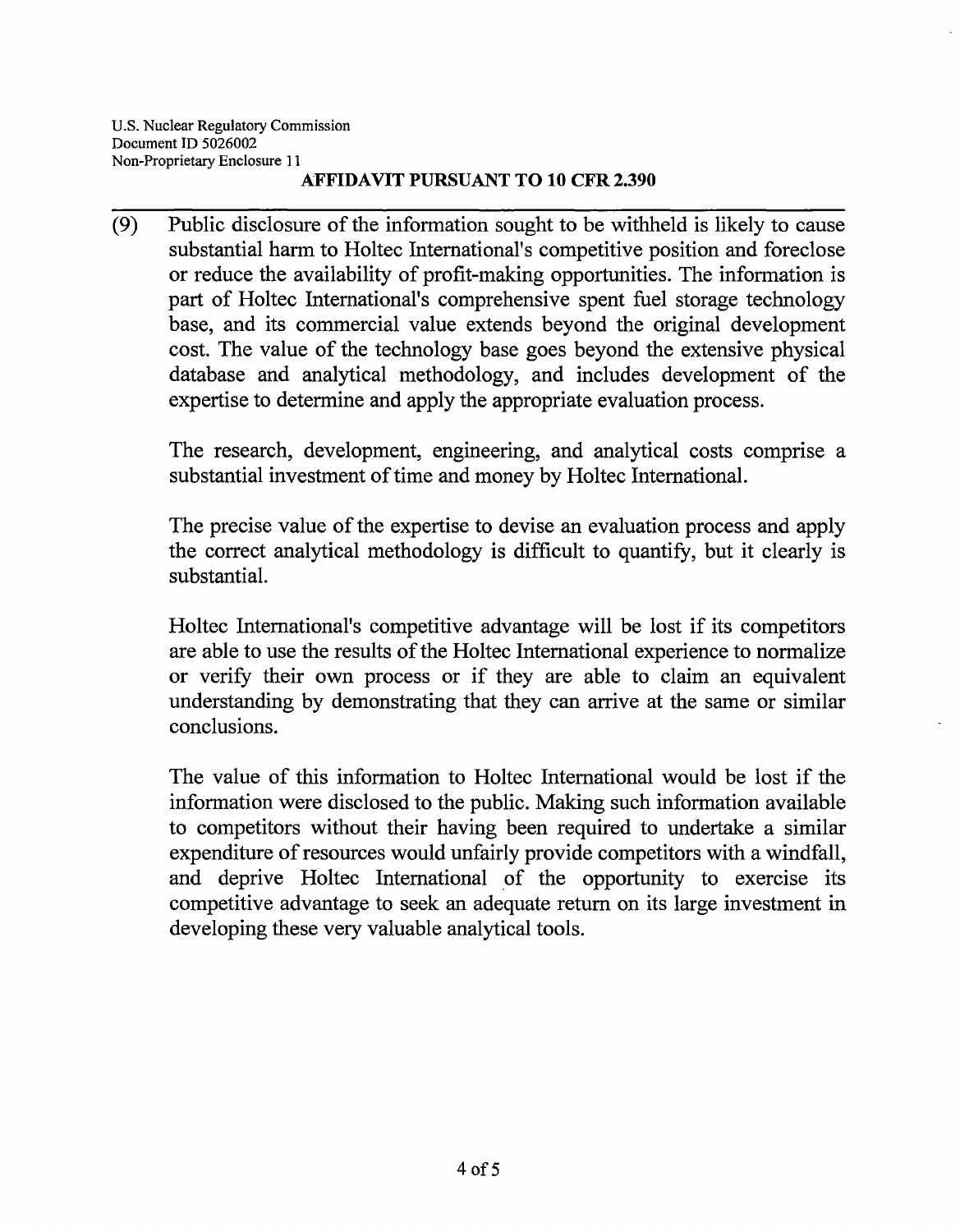U.S. Nuclear Regulatory Commission
Document ID 5026002
Non-Proprietary Enclosure 11

**AFFIDAVIT PURSUANT TO 10 CFR 2.390**

(9) Public disclosure of the information sought to be withheld is likely to cause substantial harm to Holtec International's competitive position and foreclose or reduce the availability of profit-making opportunities. The information is part of Holtec International's comprehensive spent fuel storage technology base, and its commercial value extends beyond the original development cost. The value of the technology base goes beyond the extensive physical database and analytical methodology, and includes development of the expertise to determine and apply the appropriate evaluation process.

The research, development, engineering, and analytical costs comprise a substantial investment of time and money by Holtec International.

The precise value of the expertise to devise an evaluation process and apply the correct analytical methodology is difficult to quantify, but it clearly is substantial.

Holtec International's competitive advantage will be lost if its competitors are able to use the results of the Holtec International experience to normalize or verify their own process or if they are able to claim an equivalent understanding by demonstrating that they can arrive at the same or similar conclusions.

The value of this information to Holtec International would be lost if the information were disclosed to the public. Making such information available to competitors without their having been required to undertake a similar expenditure of resources would unfairly provide competitors with a windfall, and deprive Holtec International of the opportunity to exercise its competitive advantage to seek an adequate return on its large investment in developing these very valuable analytical tools.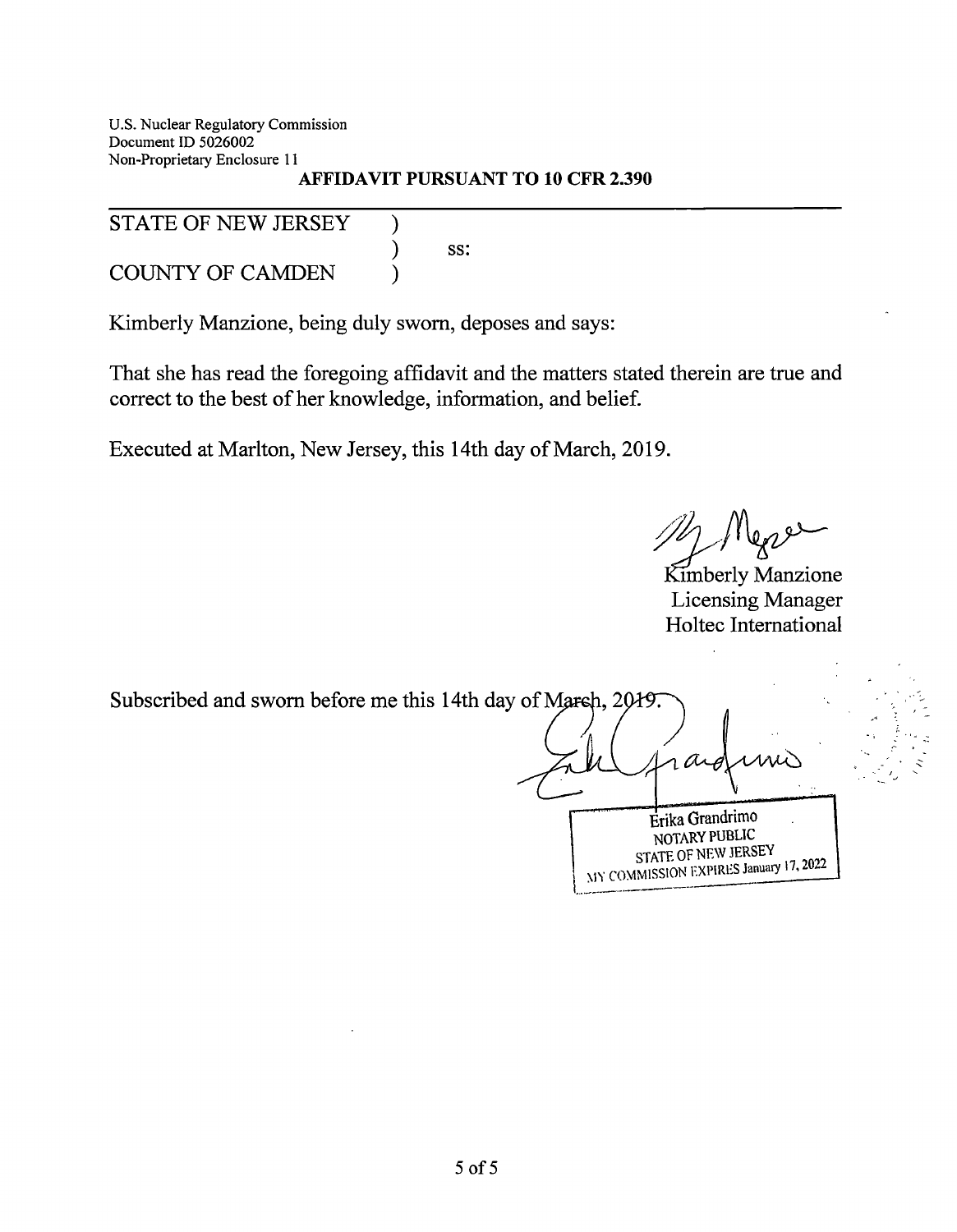U.S. Nuclear Regulatory Commission
Document ID 5026002
Non-Proprietary Enclosure 11

**AFFIDAVIT PURSUANT TO 10 CFR 2.390**

| | | |
|---|---|---|
| STATE OF NEW JERSEY | ) | |
| | ) | ss: |
| COUNTY OF CAMDEN | ) | |

Kimberly Manzione, being duly sworn, deposes and says:

That she has read the foregoing affidavit and the matters stated therein are true and correct to the best of her knowledge, information, and belief.

Executed at Marlton, New Jersey, this 14th day of March, 2019.

Kimberly Manzione
Licensing Manager
Holtec International

Subscribed and sworn before me this 14th day of March, 2019.

Erika Grandrimo
NOTARY PUBLIC
STATE OF NEW JERSEY
MY COMMISSION EXPIRES January 17, 2022